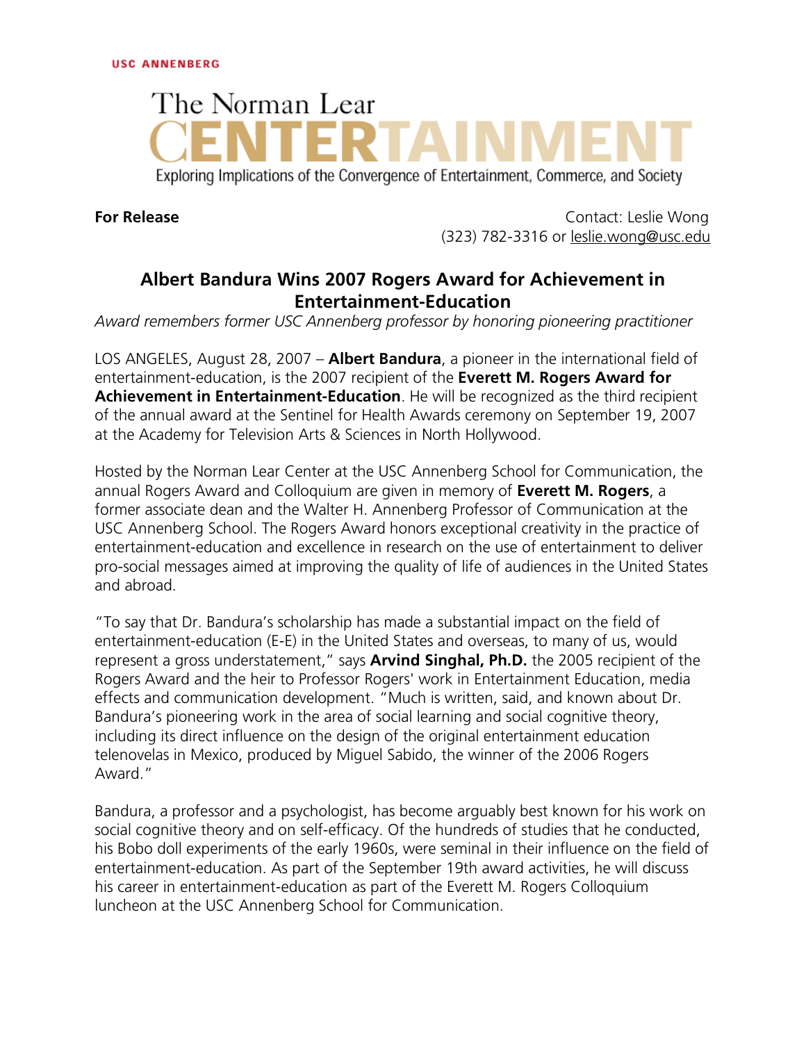USC ANNENBERG

The Norman Lear CENTERTAINMENT

Exploring Implications of the Convergence of Entertainment, Commerce, and Society

**For Release**

Contact: Leslie Wong
(323) 782-3316 or leslie.wong@usc.edu

## Albert Bandura Wins 2007 Rogers Award for Achievement in Entertainment-Education

*Award remembers former USC Annenberg professor by honoring pioneering practitioner*

LOS ANGELES, August 28, 2007 – **Albert Bandura**, a pioneer in the international field of entertainment-education, is the 2007 recipient of the **Everett M. Rogers Award for Achievement in Entertainment-Education**. He will be recognized as the third recipient of the annual award at the Sentinel for Health Awards ceremony on September 19, 2007 at the Academy for Television Arts & Sciences in North Hollywood.

Hosted by the Norman Lear Center at the USC Annenberg School for Communication, the annual Rogers Award and Colloquium are given in memory of **Everett M. Rogers**, a former associate dean and the Walter H. Annenberg Professor of Communication at the USC Annenberg School. The Rogers Award honors exceptional creativity in the practice of entertainment-education and excellence in research on the use of entertainment to deliver pro-social messages aimed at improving the quality of life of audiences in the United States and abroad.

"To say that Dr. Bandura's scholarship has made a substantial impact on the field of entertainment-education (E-E) in the United States and overseas, to many of us, would represent a gross understatement," says **Arvind Singhal, Ph.D.** the 2005 recipient of the Rogers Award and the heir to Professor Rogers' work in Entertainment Education, media effects and communication development. "Much is written, said, and known about Dr. Bandura's pioneering work in the area of social learning and social cognitive theory, including its direct influence on the design of the original entertainment education telenovelas in Mexico, produced by Miguel Sabido, the winner of the 2006 Rogers Award."

Bandura, a professor and a psychologist, has become arguably best known for his work on social cognitive theory and on self-efficacy. Of the hundreds of studies that he conducted, his Bobo doll experiments of the early 1960s, were seminal in their influence on the field of entertainment-education. As part of the September 19th award activities, he will discuss his career in entertainment-education as part of the Everett M. Rogers Colloquium luncheon at the USC Annenberg School for Communication.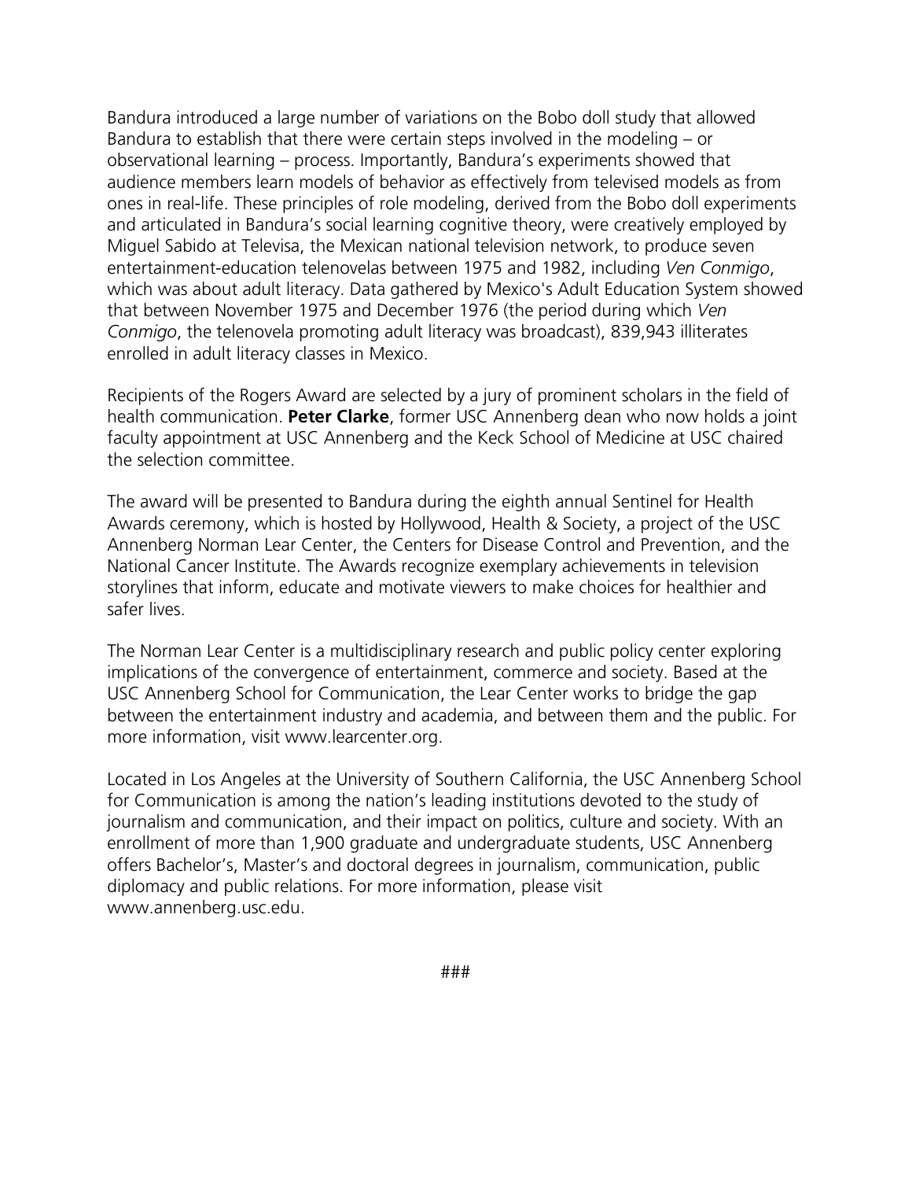Bandura introduced a large number of variations on the Bobo doll study that allowed Bandura to establish that there were certain steps involved in the modeling – or observational learning – process. Importantly, Bandura's experiments showed that audience members learn models of behavior as effectively from televised models as from ones in real-life. These principles of role modeling, derived from the Bobo doll experiments and articulated in Bandura's social learning cognitive theory, were creatively employed by Miguel Sabido at Televisa, the Mexican national television network, to produce seven entertainment-education telenovelas between 1975 and 1982, including *Ven Conmigo*, which was about adult literacy. Data gathered by Mexico's Adult Education System showed that between November 1975 and December 1976 (the period during which *Ven Conmigo*, the telenovela promoting adult literacy was broadcast), 839,943 illiterates enrolled in adult literacy classes in Mexico.

Recipients of the Rogers Award are selected by a jury of prominent scholars in the field of health communication. **Peter Clarke**, former USC Annenberg dean who now holds a joint faculty appointment at USC Annenberg and the Keck School of Medicine at USC chaired the selection committee.

The award will be presented to Bandura during the eighth annual Sentinel for Health Awards ceremony, which is hosted by Hollywood, Health & Society, a project of the USC Annenberg Norman Lear Center, the Centers for Disease Control and Prevention, and the National Cancer Institute. The Awards recognize exemplary achievements in television storylines that inform, educate and motivate viewers to make choices for healthier and safer lives.

The Norman Lear Center is a multidisciplinary research and public policy center exploring implications of the convergence of entertainment, commerce and society. Based at the USC Annenberg School for Communication, the Lear Center works to bridge the gap between the entertainment industry and academia, and between them and the public. For more information, visit www.learcenter.org.

Located in Los Angeles at the University of Southern California, the USC Annenberg School for Communication is among the nation's leading institutions devoted to the study of journalism and communication, and their impact on politics, culture and society. With an enrollment of more than 1,900 graduate and undergraduate students, USC Annenberg offers Bachelor's, Master's and doctoral degrees in journalism, communication, public diplomacy and public relations. For more information, please visit www.annenberg.usc.edu.

###